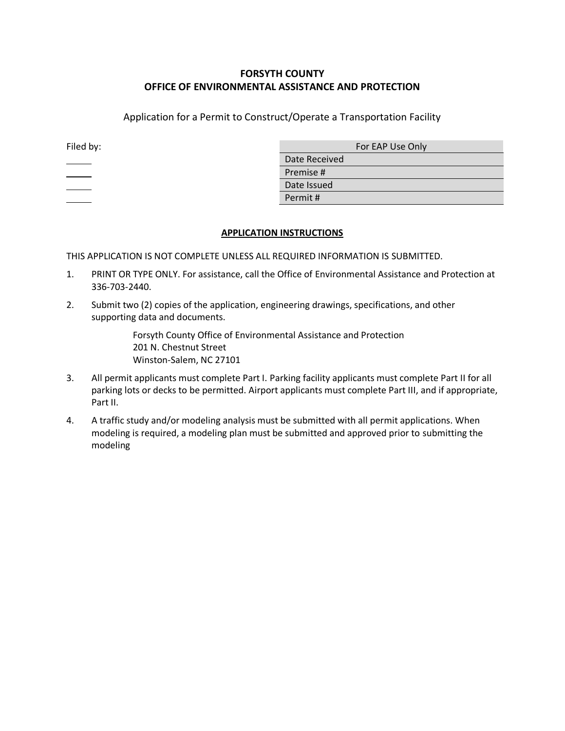**FORSYTH COUNTY**
**OFFICE OF ENVIRONMENTAL ASSISTANCE AND PROTECTION**

Application for a Permit to Construct/Operate a Transportation Facility

Filed by:

_____

_____

_____

_____

| For EAP Use Only |
| --- |
| Date Received |
| Premise # |
| Date Issued |
| Permit # |

## APPLICATION INSTRUCTIONS

THIS APPLICATION IS NOT COMPLETE UNLESS ALL REQUIRED INFORMATION IS SUBMITTED.

1. PRINT OR TYPE ONLY. For assistance, call the Office of Environmental Assistance and Protection at 336-703-2440.

2. Submit two (2) copies of the application, engineering drawings, specifications, and other supporting data and documents.

   Forsyth County Office of Environmental Assistance and Protection
   201 N. Chestnut Street
   Winston-Salem, NC 27101

3. All permit applicants must complete Part I. Parking facility applicants must complete Part II for all parking lots or decks to be permitted. Airport applicants must complete Part III, and if appropriate, Part II.

4. A traffic study and/or modeling analysis must be submitted with all permit applications. When modeling is required, a modeling plan must be submitted and approved prior to submitting the modeling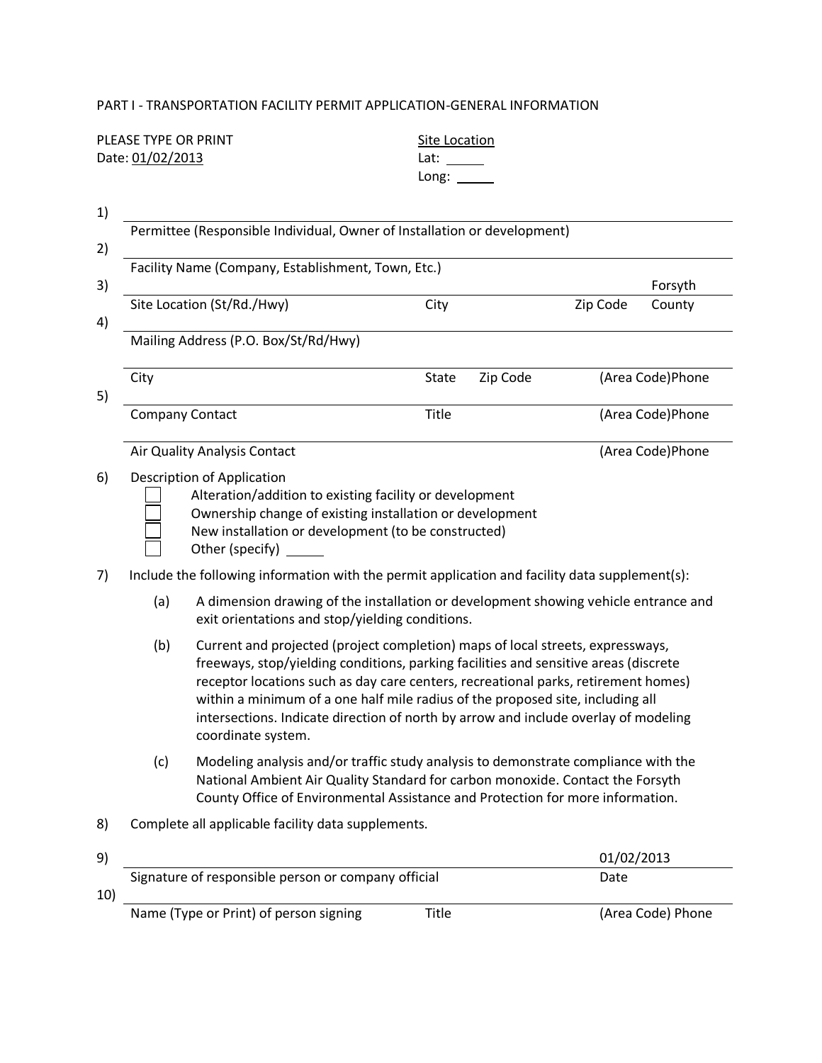PART I - TRANSPORTATION FACILITY PERMIT APPLICATION-GENERAL INFORMATION

PLEASE TYPE OR PRINT
Date: 01/02/2013

Site Location
Lat: ______
Long: ______

1) ____________________________________________
Permittee (Responsible Individual, Owner of Installation or development)

2) ____________________________________________
Facility Name (Company, Establishment, Town, Etc.)

3) ____________________________________________ Forsyth
Site Location (St/Rd./Hwy) | City | Zip Code | County

4) ____________________________________________
Mailing Address (P.O. Box/St/Rd/Hwy)

____________________________________________
City | State | Zip Code | (Area Code)Phone

5) ____________________________________________
Company Contact | Title | (Area Code)Phone

____________________________________________
Air Quality Analysis Contact | (Area Code)Phone

6) Description of Application
- ☐ Alteration/addition to existing facility or development
- ☐ Ownership change of existing installation or development
- ☐ New installation or development (to be constructed)
- ☐ Other (specify) ______

7) Include the following information with the permit application and facility data supplement(s):

(a) A dimension drawing of the installation or development showing vehicle entrance and exit orientations and stop/yielding conditions.

(b) Current and projected (project completion) maps of local streets, expressways, freeways, stop/yielding conditions, parking facilities and sensitive areas (discrete receptor locations such as day care centers, recreational parks, retirement homes) within a minimum of a one half mile radius of the proposed site, including all intersections. Indicate direction of north by arrow and include overlay of modeling coordinate system.

(c) Modeling analysis and/or traffic study analysis to demonstrate compliance with the National Ambient Air Quality Standard for carbon monoxide. Contact the Forsyth County Office of Environmental Assistance and Protection for more information.

8) Complete all applicable facility data supplements.

9) ____________________________________________ 01/02/2013
Signature of responsible person or company official | Date

10) ____________________________________________
Name (Type or Print) of person signing | Title | (Area Code) Phone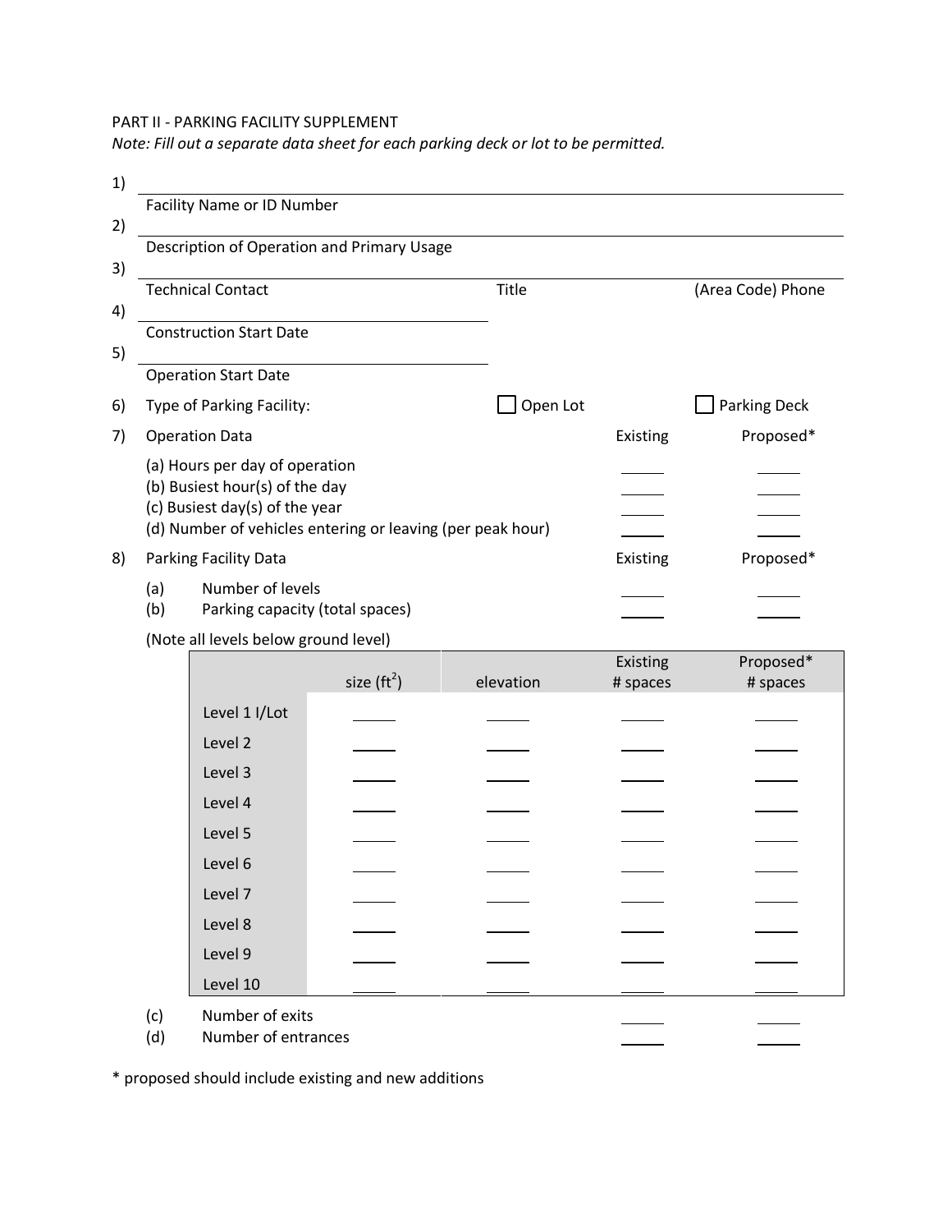PART II - PARKING FACILITY SUPPLEMENT

*Note: Fill out a separate data sheet for each parking deck or lot to be permitted.*

1) ______________________________
Facility Name or ID Number

2) ______________________________
Description of Operation and Primary Usage

3) ______________________________
Technical Contact | Title | (Area Code) Phone

4) ______________________________
Construction Start Date

5) ______________________________
Operation Start Date

6) Type of Parking Facility: ☐ Open Lot ☐ Parking Deck

7) Operation Data

| | Existing | Proposed* |
|---|---|---|
| (a) Hours per day of operation | ____ | ____ |
| (b) Busiest hour(s) of the day | ____ | ____ |
| (c) Busiest day(s) of the year | ____ | ____ |
| (d) Number of vehicles entering or leaving (per peak hour) | ____ | ____ |

8) Parking Facility Data

| | Existing | Proposed* |
|---|---|---|
| (a) Number of levels | ____ | ____ |
| (b) Parking capacity (total spaces) | ____ | ____ |

(Note all levels below ground level)

| | size ($ft^2$) | elevation | Existing # spaces | Proposed* # spaces |
|---|---|---|---|---|
| Level 1 I/Lot | ____ | ____ | ____ | ____ |
| Level 2 | ____ | ____ | ____ | ____ |
| Level 3 | ____ | ____ | ____ | ____ |
| Level 4 | ____ | ____ | ____ | ____ |
| Level 5 | ____ | ____ | ____ | ____ |
| Level 6 | ____ | ____ | ____ | ____ |
| Level 7 | ____ | ____ | ____ | ____ |
| Level 8 | ____ | ____ | ____ | ____ |
| Level 9 | ____ | ____ | ____ | ____ |
| Level 10 | ____ | ____ | ____ | ____ |

| | Existing | Proposed* |
|---|---|---|
| (c) Number of exits | ____ | ____ |
| (d) Number of entrances | ____ | ____ |

* proposed should include existing and new additions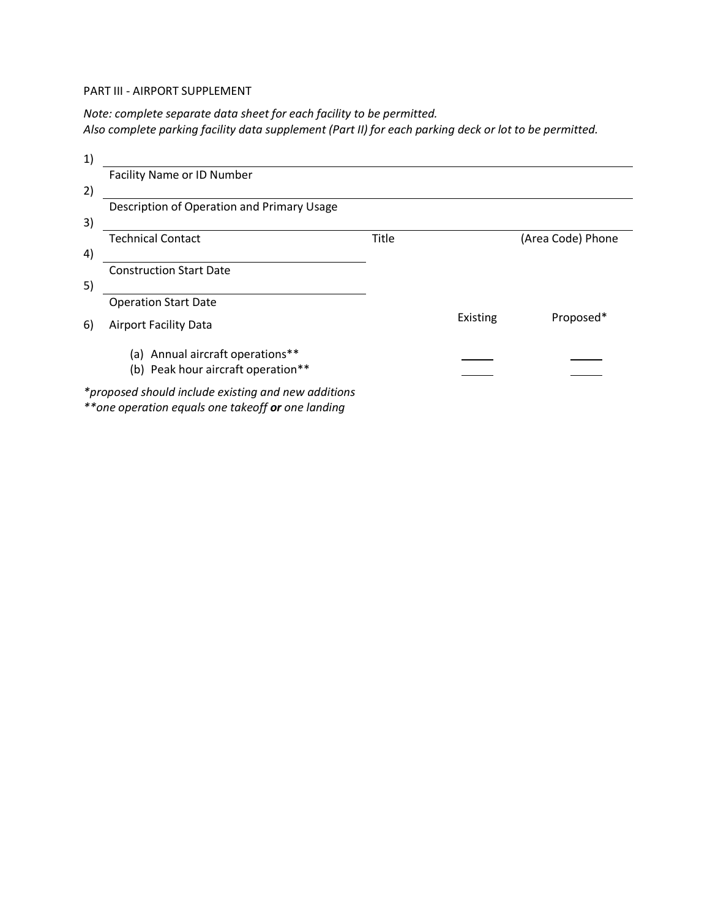PART III - AIRPORT SUPPLEMENT

*Note: complete separate data sheet for each facility to be permitted.*
*Also complete parking facility data supplement (Part II) for each parking deck or lot to be permitted.*

1) ______________________________________________
Facility Name or ID Number

2) ______________________________________________
Description of Operation and Primary Usage

3) ______________________________________________
Technical Contact — Title — (Area Code) Phone

4) ______________________
Construction Start Date

5) ______________________
Operation Start Date

6) Airport Facility Data

| | Existing | Proposed* |
|---|---|---|
| (a) Annual aircraft operations** | _____ | _____ |
| (b) Peak hour aircraft operation** | _____ | _____ |

*\*proposed should include existing and new additions*
*\*\*one operation equals one takeoff **or** one landing*